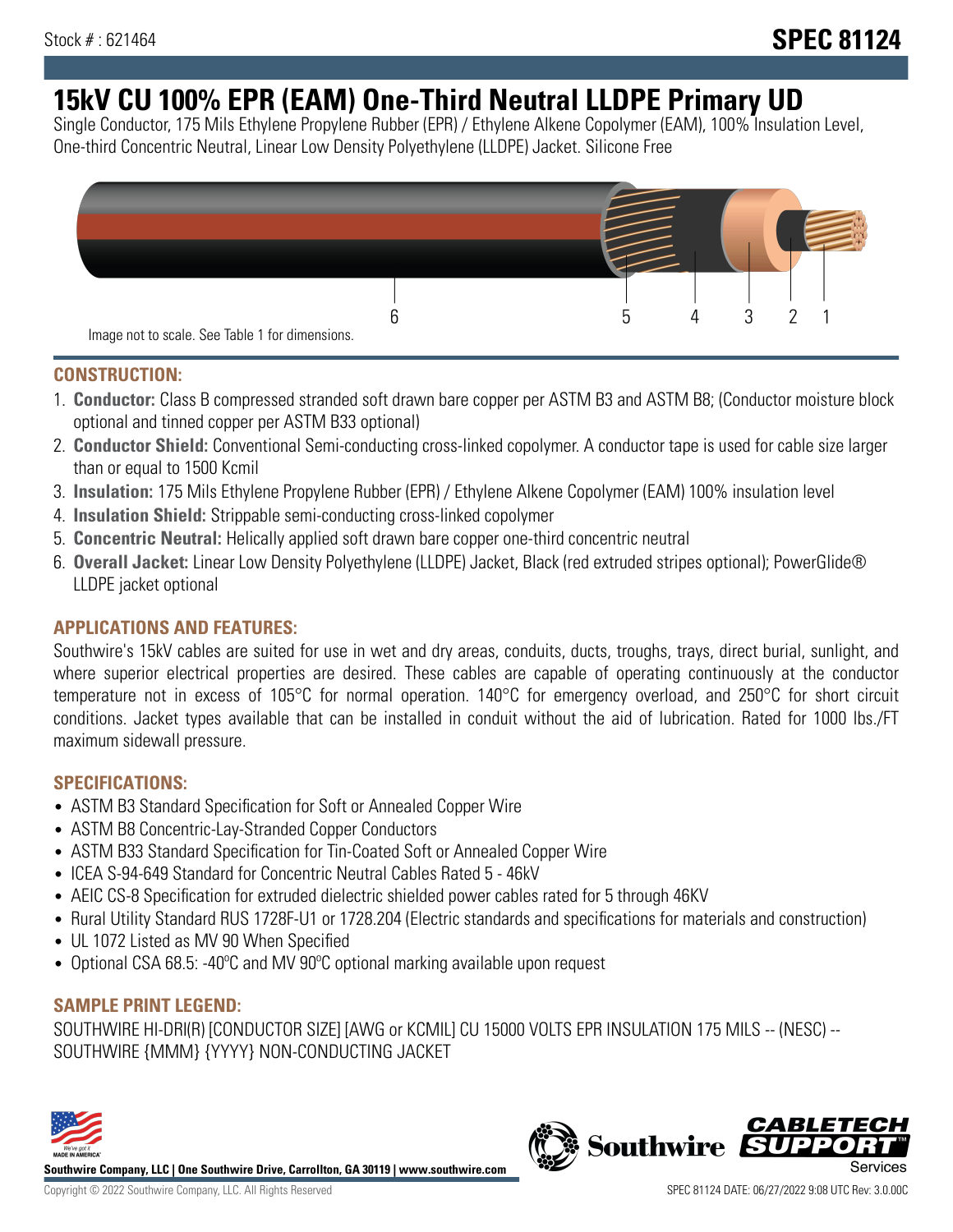Stock # : 621464

# SPEC 81124

# 15kV CU 100% EPR (EAM) One-Third Neutral LLDPE Primary UD

Single Conductor, 175 Mils Ethylene Propylene Rubber (EPR) / Ethylene Alkene Copolymer (EAM), 100% Insulation Level, One-third Concentric Neutral, Linear Low Density Polyethylene (LLDPE) Jacket. Silicone Free

6 5 4 3 2 1

Image not to scale. See Table 1 for dimensions.

## CONSTRUCTION:

1. **Conductor:** Class B compressed stranded soft drawn bare copper per ASTM B3 and ASTM B8; (Conductor moisture block optional and tinned copper per ASTM B33 optional)
2. **Conductor Shield:** Conventional Semi-conducting cross-linked copolymer. A conductor tape is used for cable size larger than or equal to 1500 Kcmil
3. **Insulation:** 175 Mils Ethylene Propylene Rubber (EPR) / Ethylene Alkene Copolymer (EAM) 100% insulation level
4. **Insulation Shield:** Strippable semi-conducting cross-linked copolymer
5. **Concentric Neutral:** Helically applied soft drawn bare copper one-third concentric neutral
6. **Overall Jacket:** Linear Low Density Polyethylene (LLDPE) Jacket, Black (red extruded stripes optional); PowerGlide® LLDPE jacket optional

## APPLICATIONS AND FEATURES:

Southwire's 15kV cables are suited for use in wet and dry areas, conduits, ducts, troughs, trays, direct burial, sunlight, and where superior electrical properties are desired. These cables are capable of operating continuously at the conductor temperature not in excess of 105°C for normal operation. 140°C for emergency overload, and 250°C for short circuit conditions. Jacket types available that can be installed in conduit without the aid of lubrication. Rated for 1000 lbs./FT maximum sidewall pressure.

## SPECIFICATIONS:

- ASTM B3 Standard Specification for Soft or Annealed Copper Wire
- ASTM B8 Concentric-Lay-Stranded Copper Conductors
- ASTM B33 Standard Specification for Tin-Coated Soft or Annealed Copper Wire
- ICEA S-94-649 Standard for Concentric Neutral Cables Rated 5 - 46kV
- AEIC CS-8 Specification for extruded dielectric shielded power cables rated for 5 through 46KV
- Rural Utility Standard RUS 1728F-U1 or 1728.204 (Electric standards and specifications for materials and construction)
- UL 1072 Listed as MV 90 When Specified
- Optional CSA 68.5: -40ºC and MV 90ºC optional marking available upon request

## SAMPLE PRINT LEGEND:

SOUTHWIRE HI-DRI(R) [CONDUCTOR SIZE] [AWG or KCMIL] CU 15000 VOLTS EPR INSULATION 175 MILS -- (NESC) -- SOUTHWIRE {MMM} {YYYY} NON-CONDUCTING JACKET

**Southwire Company, LLC | One Southwire Drive, Carrollton, GA 30119 | www.southwire.com**

Copyright © 2022 Southwire Company, LLC. All Rights Reserved

SPEC 81124 DATE: 06/27/2022 9:08 UTC Rev: 3.0.00C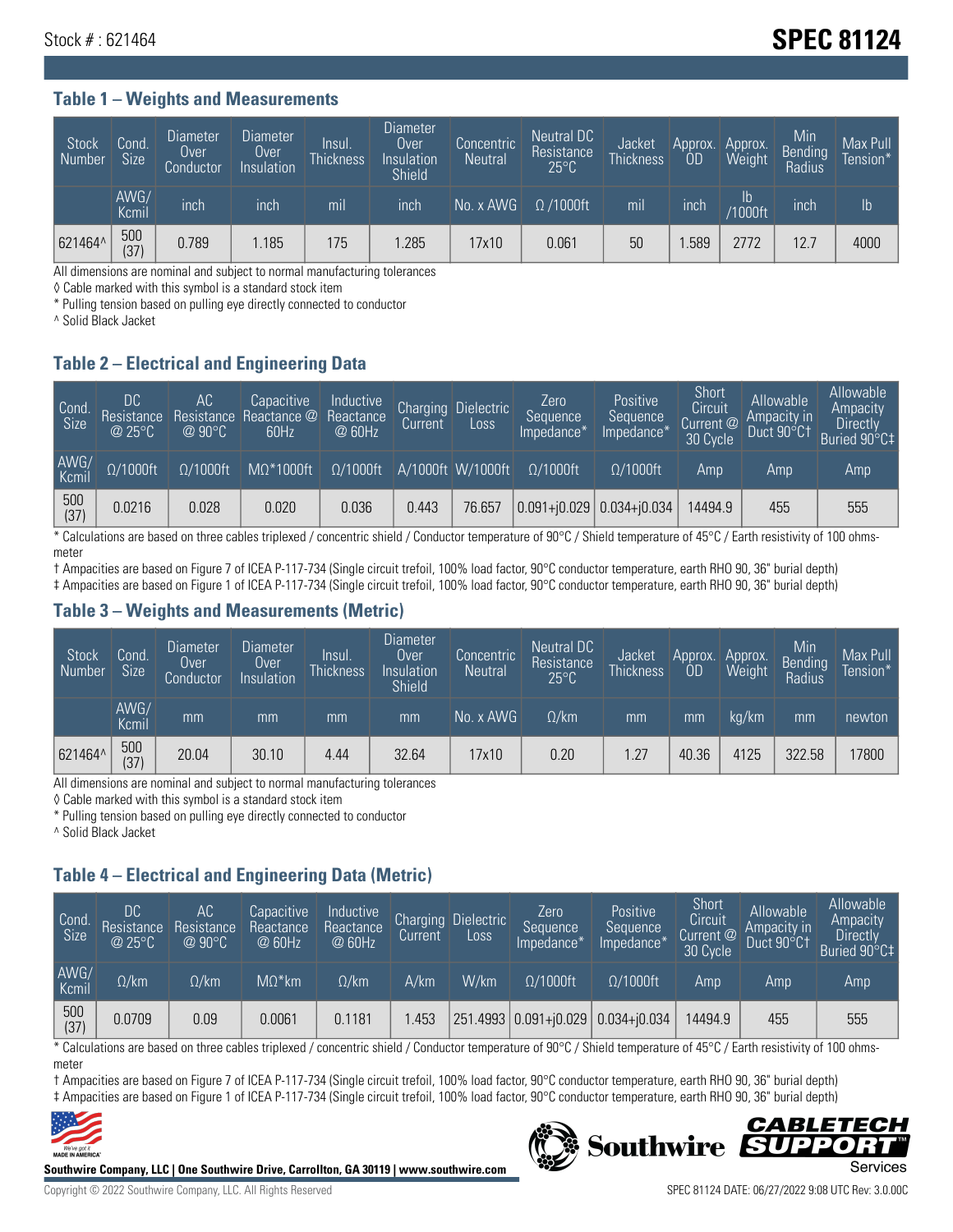Stock # : 621464

# SPEC 81124

## Table 1 – Weights and Measurements

| Stock Number | Cond. Size | Diameter Over Conductor | Diameter Over Insulation | Insul. Thickness | Diameter Over Insulation Shield | Concentric Neutral | Neutral DC Resistance 25°C | Jacket Thickness | Approx. OD | Approx. Weight | Min Bending Radius | Max Pull Tension* |
|---|---|---|---|---|---|---|---|---|---|---|---|---|
| | AWG/ Kcmil | inch | inch | mil | inch | No. x AWG | Ω /1000ft | mil | inch | lb /1000ft | inch | lb |
| 621464^ | 500 (37) | 0.789 | 1.185 | 175 | 1.285 | 17x10 | 0.061 | 50 | 1.589 | 2772 | 12.7 | 4000 |

All dimensions are nominal and subject to normal manufacturing tolerances

◊ Cable marked with this symbol is a standard stock item

* Pulling tension based on pulling eye directly connected to conductor

^ Solid Black Jacket

## Table 2 – Electrical and Engineering Data

| Cond. Size | DC Resistance @ 25°C | AC Resistance @ 90°C | Capacitive Reactance @ 60Hz | Inductive Reactance @ 60Hz | Charging Current | Dielectric Loss | Zero Sequence Impedance* | Positive Sequence Impedance* | Short Circuit Current @ 30 Cycle | Allowable Ampacity in Duct 90°C† | Allowable Ampacity Directly Buried 90°C‡ |
|---|---|---|---|---|---|---|---|---|---|---|---|
| AWG/ Kcmil | Ω/1000ft | Ω/1000ft | MΩ*1000ft | Ω/1000ft | A/1000ft | W/1000ft | Ω/1000ft | Ω/1000ft | Amp | Amp | Amp |
| 500 (37) | 0.0216 | 0.028 | 0.020 | 0.036 | 0.443 | 76.657 | 0.091+j0.029 | 0.034+j0.034 | 14494.9 | 455 | 555 |

* Calculations are based on three cables triplexed / concentric shield / Conductor temperature of 90°C / Shield temperature of 45°C / Earth resistivity of 100 ohms-meter

† Ampacities are based on Figure 7 of ICEA P-117-734 (Single circuit trefoil, 100% load factor, 90°C conductor temperature, earth RHO 90, 36" burial depth)

‡ Ampacities are based on Figure 1 of ICEA P-117-734 (Single circuit trefoil, 100% load factor, 90°C conductor temperature, earth RHO 90, 36" burial depth)

## Table 3 – Weights and Measurements (Metric)

| Stock Number | Cond. Size | Diameter Over Conductor | Diameter Over Insulation | Insul. Thickness | Diameter Over Insulation Shield | Concentric Neutral | Neutral DC Resistance 25°C | Jacket Thickness | Approx. OD | Approx. Weight | Min Bending Radius | Max Pull Tension* |
|---|---|---|---|---|---|---|---|---|---|---|---|---|
| | AWG/ Kcmil | mm | mm | mm | mm | No. x AWG | Ω/km | mm | mm | kg/km | mm | newton |
| 621464^ | 500 (37) | 20.04 | 30.10 | 4.44 | 32.64 | 17x10 | 0.20 | 1.27 | 40.36 | 4125 | 322.58 | 17800 |

All dimensions are nominal and subject to normal manufacturing tolerances

◊ Cable marked with this symbol is a standard stock item

* Pulling tension based on pulling eye directly connected to conductor

^ Solid Black Jacket

## Table 4 – Electrical and Engineering Data (Metric)

| Cond. Size | DC Resistance @ 25°C | AC Resistance @ 90°C | Capacitive Reactance @ 60Hz | Inductive Reactance @ 60Hz | Charging Current | Dielectric Loss | Zero Sequence Impedance* | Positive Sequence Impedance* | Short Circuit Current @ 30 Cycle | Allowable Ampacity in Duct 90°C† | Allowable Ampacity Directly Buried 90°C‡ |
|---|---|---|---|---|---|---|---|---|---|---|---|
| AWG/ Kcmil | Ω/km | Ω/km | MΩ*km | Ω/km | A/km | W/km | Ω/1000ft | Ω/1000ft | Amp | Amp | Amp |
| 500 (37) | 0.0709 | 0.09 | 0.0061 | 0.1181 | 1.453 | 251.4993 | 0.091+j0.029 | 0.034+j0.034 | 14494.9 | 455 | 555 |

* Calculations are based on three cables triplexed / concentric shield / Conductor temperature of 90°C / Shield temperature of 45°C / Earth resistivity of 100 ohms-meter

† Ampacities are based on Figure 7 of ICEA P-117-734 (Single circuit trefoil, 100% load factor, 90°C conductor temperature, earth RHO 90, 36" burial depth)

‡ Ampacities are based on Figure 1 of ICEA P-117-734 (Single circuit trefoil, 100% load factor, 90°C conductor temperature, earth RHO 90, 36" burial depth)

Southwire Company, LLC | One Southwire Drive, Carrollton, GA 30119 | www.southwire.com

Copyright © 2022 Southwire Company, LLC. All Rights Reserved

SPEC 81124 DATE: 06/27/2022 9:08 UTC Rev: 3.0.00C